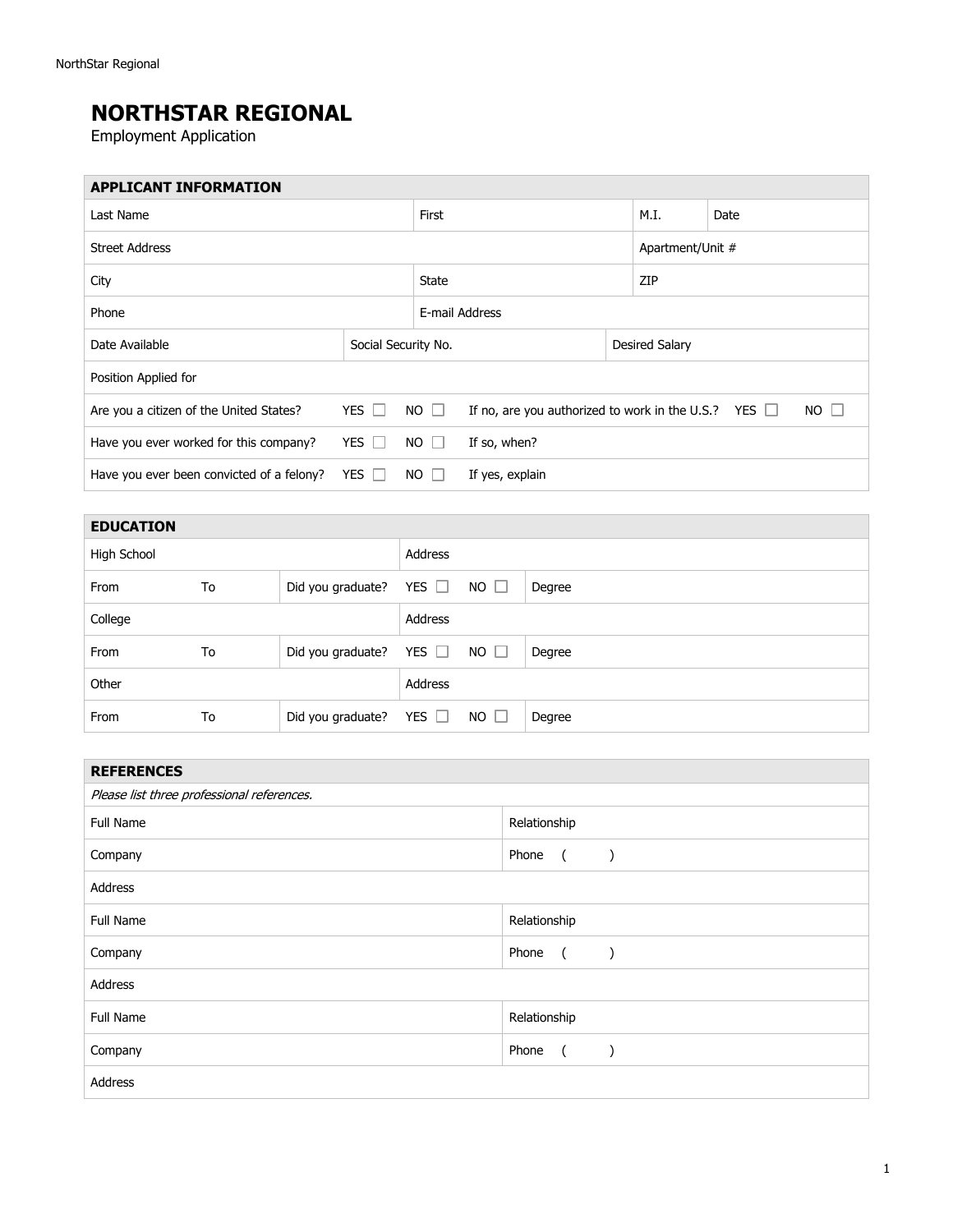# NORTHSTAR REGIONAL

Employment Application

| APPLICANT INFORMATION | | | | | |
|---|---|---|---|---|---|
| Last Name | First | | M.I. | Date | |
| Street Address | | | Apartment/Unit # | | |
| City | State | | ZIP | | |
| Phone | E-mail Address | | | | |
| Date Available | Social Security No. | | Desired Salary | | |
| Position Applied for | | | | | |
| Are you a citizen of the United States? | YES ☐ | NO ☐ | If no, are you authorized to work in the U.S.? | YES ☐ | NO ☐ |
| Have you ever worked for this company? | YES ☐ | NO ☐ | If so, when? | | |
| Have you ever been convicted of a felony? | YES ☐ | NO ☐ | If yes, explain | | |

| EDUCATION | | | | | | |
|---|---|---|---|---|---|---|
| High School | | | Address | | | |
| From | To | Did you graduate? | YES ☐ | NO ☐ | Degree | |
| College | | | Address | | | |
| From | To | Did you graduate? | YES ☐ | NO ☐ | Degree | |
| Other | | | Address | | | |
| From | To | Did you graduate? | YES ☐ | NO ☐ | Degree | |

| REFERENCES | |
|---|---|
| *Please list three professional references.* | |
| Full Name | Relationship |
| Company | Phone ( ) |
| Address | |
| Full Name | Relationship |
| Company | Phone ( ) |
| Address | |
| Full Name | Relationship |
| Company | Phone ( ) |
| Address | |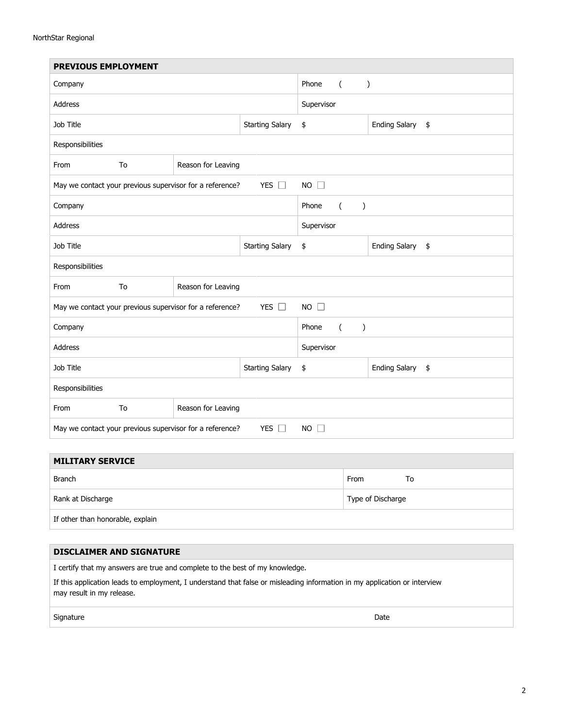## PREVIOUS EMPLOYMENT

| | | | | |
|---|---|---|---|---|
| Company | | | Phone ( ) | |
| Address | | | Supervisor | |
| Job Title | | Starting Salary | $ | Ending Salary $ |
| Responsibilities | | | | |
| From To | Reason for Leaving | | | |
| May we contact your previous supervisor for a reference? | | YES ☐ | NO ☐ | |
| Company | | | Phone ( ) | |
| Address | | | Supervisor | |
| Job Title | | Starting Salary | $ | Ending Salary $ |
| Responsibilities | | | | |
| From To | Reason for Leaving | | | |
| May we contact your previous supervisor for a reference? | | YES ☐ | NO ☐ | |
| Company | | | Phone ( ) | |
| Address | | | Supervisor | |
| Job Title | | Starting Salary | $ | Ending Salary $ |
| Responsibilities | | | | |
| From To | Reason for Leaving | | | |
| May we contact your previous supervisor for a reference? | | YES ☐ | NO ☐ | |

## MILITARY SERVICE

| | |
|---|---|
| Branch | From To |
| Rank at Discharge | Type of Discharge |
| If other than honorable, explain | |

## DISCLAIMER AND SIGNATURE

I certify that my answers are true and complete to the best of my knowledge.

If this application leads to employment, I understand that false or misleading information in my application or interview may result in my release.

| | |
|---|---|
| Signature | Date |